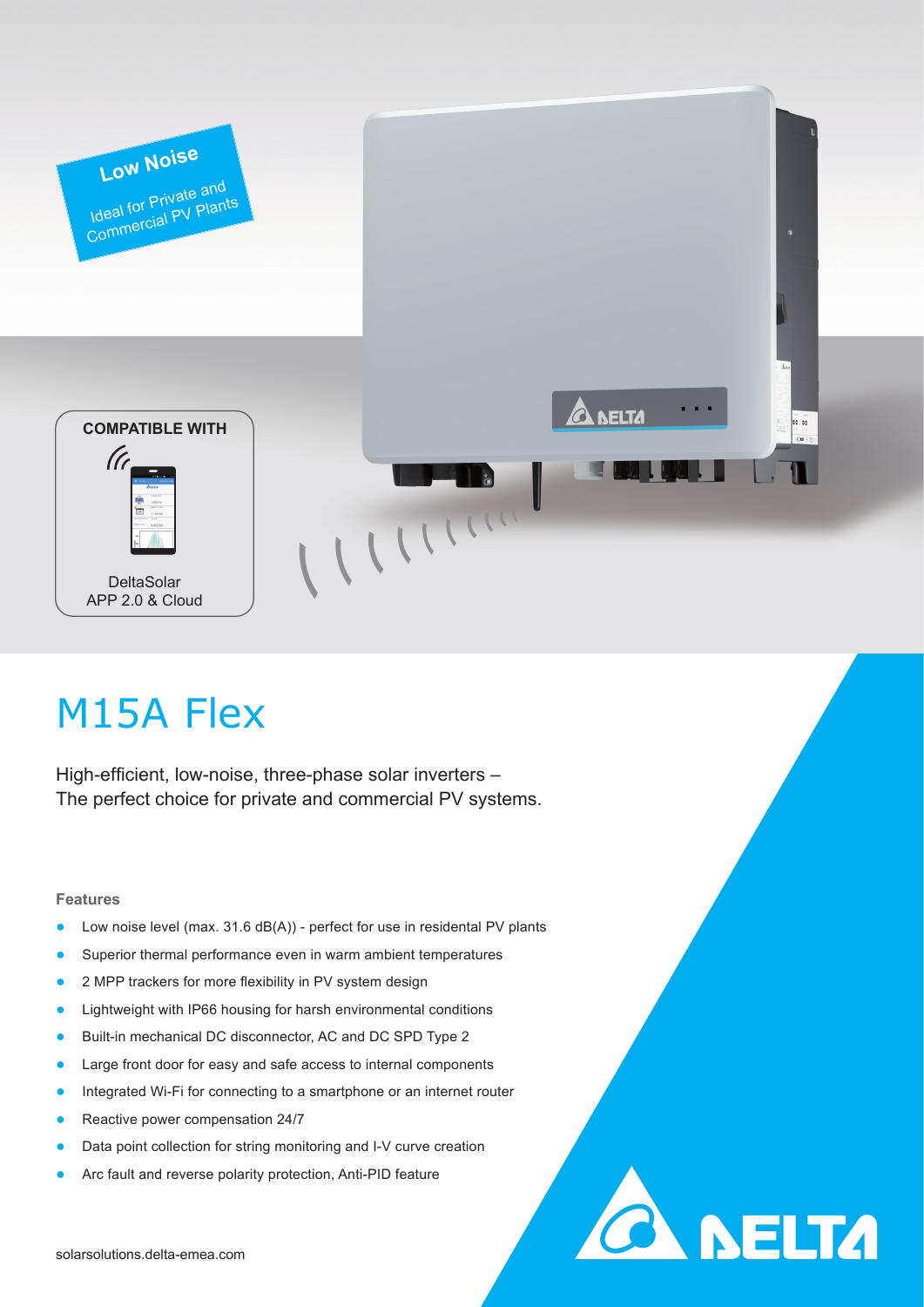**Low Noise**
Ideal for Private and Commercial PV Plants

**COMPATIBLE WITH**

DeltaSolar
APP 2.0 & Cloud

# M15A Flex

High-efficient, low-noise, three-phase solar inverters –
The perfect choice for private and commercial PV systems.

### Features

- Low noise level (max. 31.6 dB(A)) - perfect for use in residental PV plants
- Superior thermal performance even in warm ambient temperatures
- 2 MPP trackers for more flexibility in PV system design
- Lightweight with IP66 housing for harsh environmental conditions
- Built-in mechanical DC disconnector, AC and DC SPD Type 2
- Large front door for easy and safe access to internal components
- Integrated Wi-Fi for connecting to a smartphone or an internet router
- Reactive power compensation 24/7
- Data point collection for string monitoring and I-V curve creation
- Arc fault and reverse polarity protection, Anti-PID feature

solarsolutions.delta-emea.com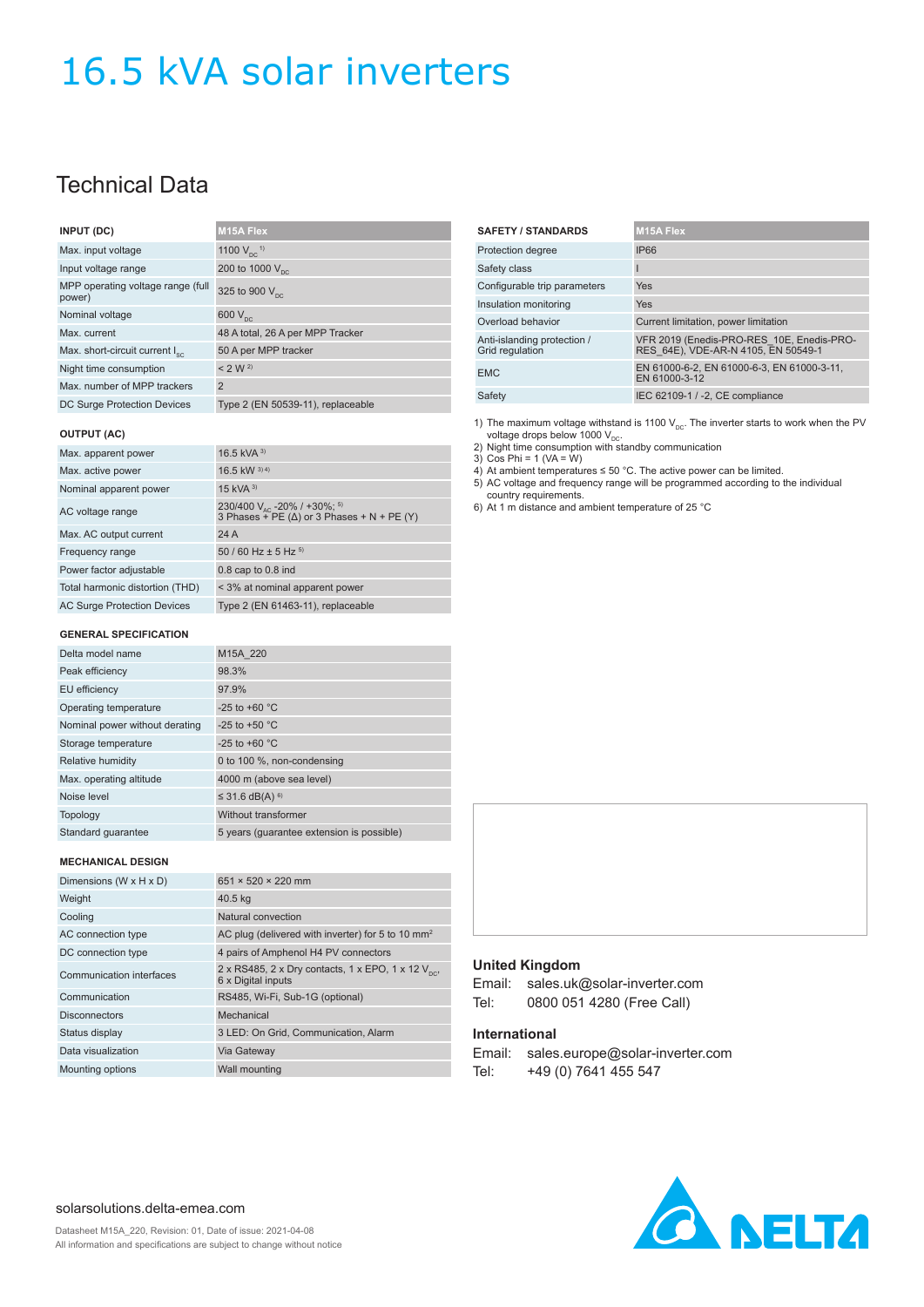# 16.5 kVA solar inverters

## Technical Data

| INPUT (DC) | M15A Flex |
|---|---|
| Max. input voltage | 1100 $V_{DC}$ [1] |
| Input voltage range | 200 to 1000 $V_{DC}$ |
| MPP operating voltage range (full power) | 325 to 900 $V_{DC}$ |
| Nominal voltage | 600 $V_{DC}$ |
| Max. current | 48 A total, 26 A per MPP Tracker |
| Max. short-circuit current $I_{SC}$ | 50 A per MPP tracker |
| Night time consumption | < 2 W [2] |
| Max. number of MPP trackers | 2 |
| DC Surge Protection Devices | Type 2 (EN 50539-11), replaceable |

| OUTPUT (AC) | |
|---|---|
| Max. apparent power | 16.5 kVA [3] |
| Max. active power | 16.5 kW [3] [4] |
| Nominal apparent power | 15 kVA [3] |
| AC voltage range | 230/400 $V_{AC}$ -20% / +30%; [5] 3 Phases + PE (Δ) or 3 Phases + N + PE (Y) |
| Max. AC output current | 24 A |
| Frequency range | 50 / 60 Hz ± 5 Hz [5] |
| Power factor adjustable | 0.8 cap to 0.8 ind |
| Total harmonic distortion (THD) | < 3% at nominal apparent power |
| AC Surge Protection Devices | Type 2 (EN 61463-11), replaceable |

| GENERAL SPECIFICATION | |
|---|---|
| Delta model name | M15A_220 |
| Peak efficiency | 98.3% |
| EU efficiency | 97.9% |
| Operating temperature | -25 to +60 °C |
| Nominal power without derating | -25 to +50 °C |
| Storage temperature | -25 to +60 °C |
| Relative humidity | 0 to 100 %, non-condensing |
| Max. operating altitude | 4000 m (above sea level) |
| Noise level | ≤ 31.6 dB(A) [6] |
| Topology | Without transformer |
| Standard guarantee | 5 years (guarantee extension is possible) |

| MECHANICAL DESIGN | |
|---|---|
| Dimensions (W x H x D) | 651 × 520 × 220 mm |
| Weight | 40.5 kg |
| Cooling | Natural convection |
| AC connection type | AC plug (delivered with inverter) for 5 to 10 mm² |
| DC connection type | 4 pairs of Amphenol H4 PV connectors |
| Communication interfaces | 2 x RS485, 2 x Dry contacts, 1 x EPO, 1 x 12 $V_{DC}$, 6 x Digital inputs |
| Communication | RS485, Wi-Fi, Sub-1G (optional) |
| Disconnectors | Mechanical |
| Status display | 3 LED: On Grid, Communication, Alarm |
| Data visualization | Via Gateway |
| Mounting options | Wall mounting |

| SAFETY / STANDARDS | M15A Flex |
|---|---|
| Protection degree | IP66 |
| Safety class | I |
| Configurable trip parameters | Yes |
| Insulation monitoring | Yes |
| Overload behavior | Current limitation, power limitation |
| Anti-islanding protection / Grid regulation | VFR 2019 (Enedis-PRO-RES_10E, Enedis-PRO-RES_64E), VDE-AR-N 4105, EN 50549-1 |
| EMC | EN 61000-6-2, EN 61000-6-3, EN 61000-3-11, EN 61000-3-12 |
| Safety | IEC 62109-1 / -2, CE compliance |

1) The maximum voltage withstand is 1100 $V_{DC}$. The inverter starts to work when the PV voltage drops below 1000 $V_{DC}$.
2) Night time consumption with standby communication
3) Cos Phi = 1 (VA = W)
4) At ambient temperatures ≤ 50 °C. The active power can be limited.
5) AC voltage and frequency range will be programmed according to the individual country requirements.
6) At 1 m distance and ambient temperature of 25 °C

**United Kingdom**
Email: sales.uk@solar-inverter.com
Tel: 0800 051 4280 (Free Call)

**International**
Email: sales.europe@solar-inverter.com
Tel: +49 (0) 7641 455 547

solarsolutions.delta-emea.com

Datasheet M15A_220, Revision: 01, Date of issue: 2021-04-08
All information and specifications are subject to change without notice

DELTA